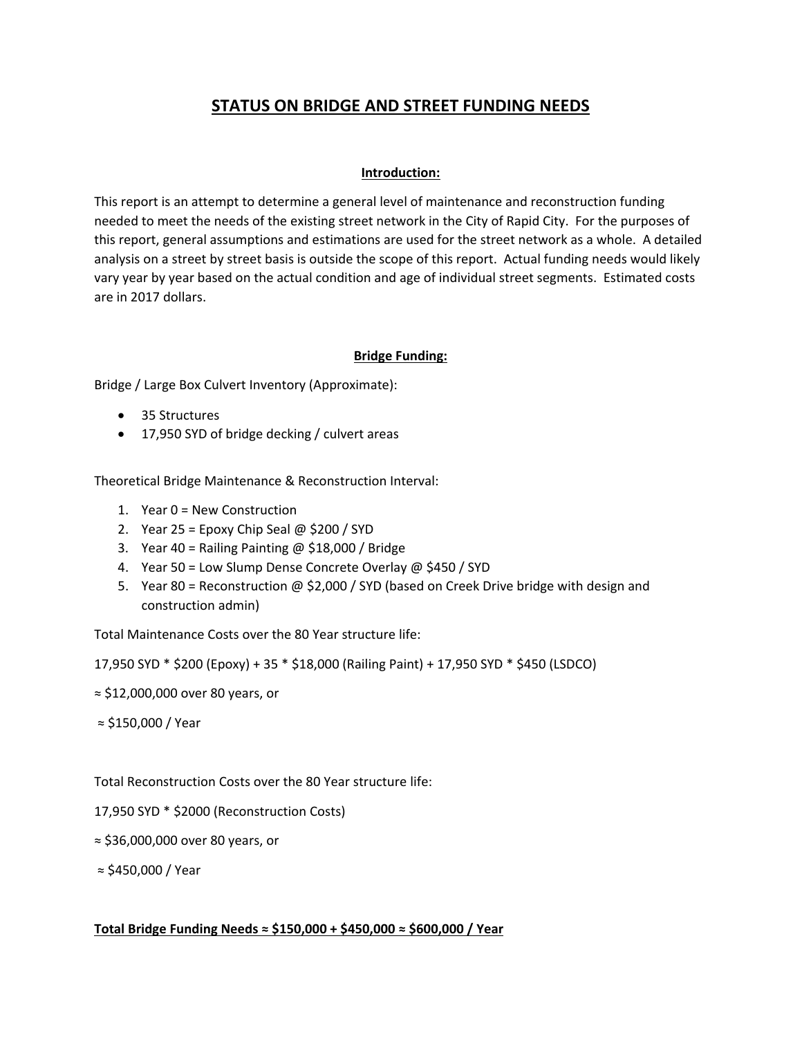# STATUS ON BRIDGE AND STREET FUNDING NEEDS

## Introduction:

This report is an attempt to determine a general level of maintenance and reconstruction funding needed to meet the needs of the existing street network in the City of Rapid City. For the purposes of this report, general assumptions and estimations are used for the street network as a whole. A detailed analysis on a street by street basis is outside the scope of this report. Actual funding needs would likely vary year by year based on the actual condition and age of individual street segments. Estimated costs are in 2017 dollars.

## Bridge Funding:

Bridge / Large Box Culvert Inventory (Approximate):

- 35 Structures
- 17,950 SYD of bridge decking / culvert areas

Theoretical Bridge Maintenance & Reconstruction Interval:

1. Year 0 = New Construction
2. Year 25 = Epoxy Chip Seal @ $200 / SYD
3. Year 40 = Railing Painting @ $18,000 / Bridge
4. Year 50 = Low Slump Dense Concrete Overlay @ $450 / SYD
5. Year 80 = Reconstruction @ $2,000 / SYD (based on Creek Drive bridge with design and construction admin)

Total Maintenance Costs over the 80 Year structure life:

17,950 SYD * $200 (Epoxy) + 35 * $18,000 (Railing Paint) + 17,950 SYD * $450 (LSDCO)

≈ $12,000,000 over 80 years, or

≈ $150,000 / Year

Total Reconstruction Costs over the 80 Year structure life:

17,950 SYD * $2000 (Reconstruction Costs)

≈ $36,000,000 over 80 years, or

≈ $450,000 / Year

**Total Bridge Funding Needs ≈ $150,000 + $450,000 ≈ $600,000 / Year**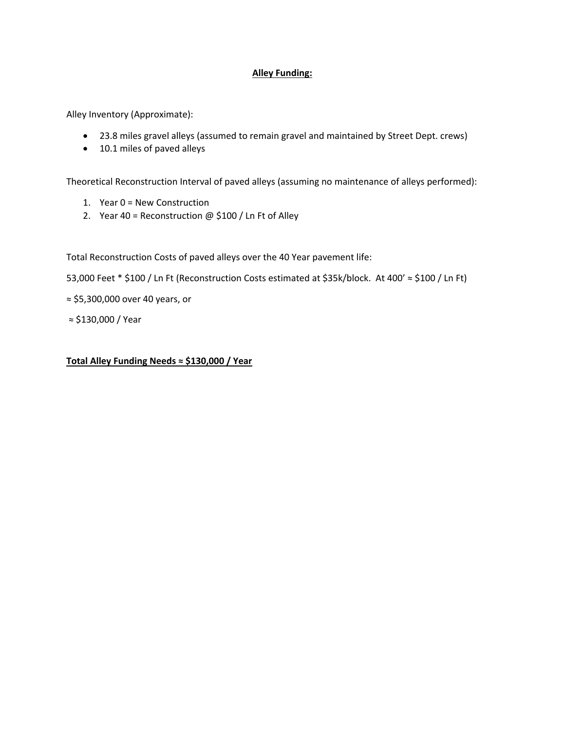## **Alley Funding:**

Alley Inventory (Approximate):

- 23.8 miles gravel alleys (assumed to remain gravel and maintained by Street Dept. crews)
- 10.1 miles of paved alleys

Theoretical Reconstruction Interval of paved alleys (assuming no maintenance of alleys performed):

1. Year 0 = New Construction
2. Year 40 = Reconstruction @ $100 / Ln Ft of Alley

Total Reconstruction Costs of paved alleys over the 40 Year pavement life:

53,000 Feet * $100 / Ln Ft (Reconstruction Costs estimated at $35k/block. At 400' ≈ $100 / Ln Ft)

≈ $5,300,000 over 40 years, or

≈ $130,000 / Year

**Total Alley Funding Needs ≈ $130,000 / Year**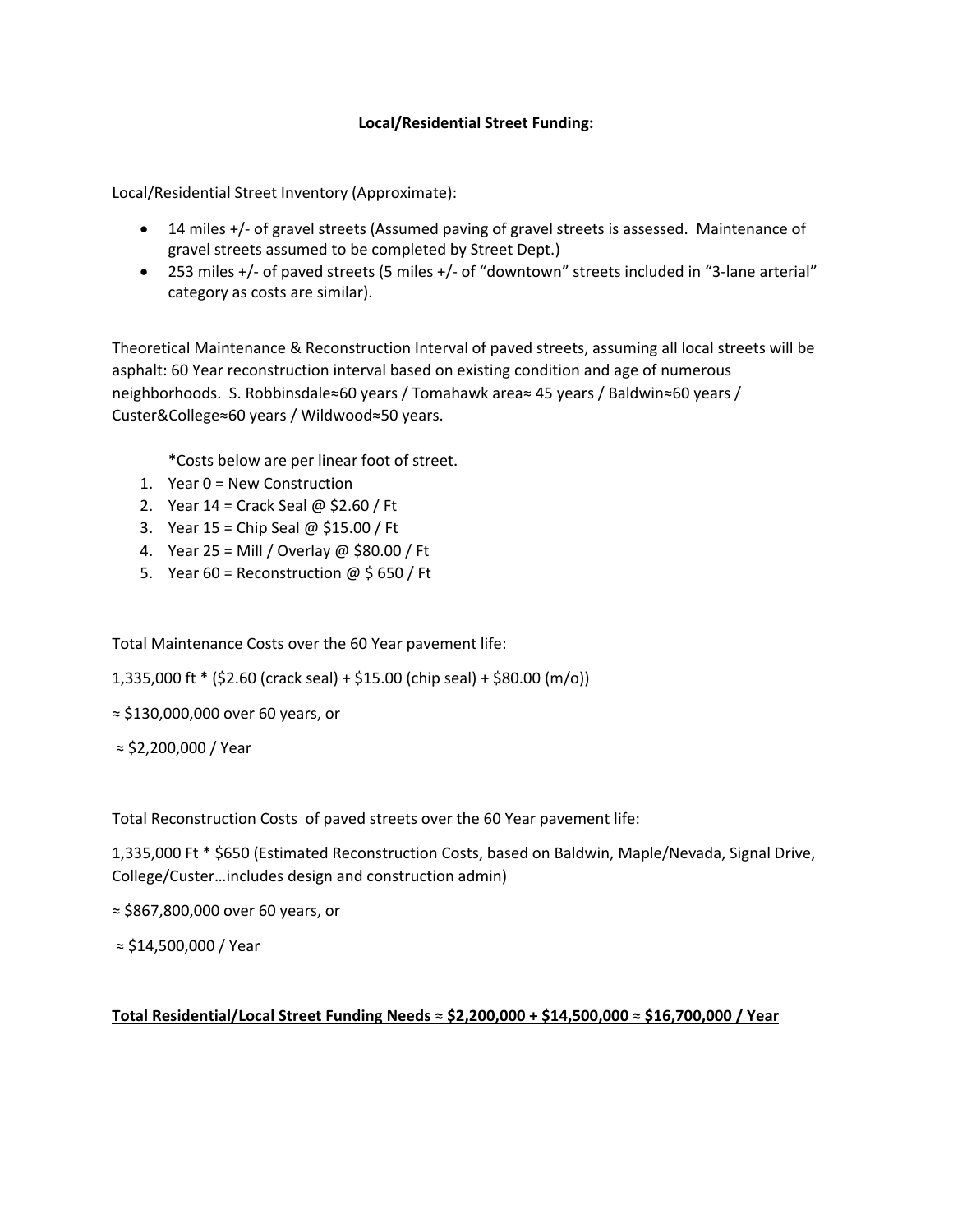## **Local/Residential Street Funding:**

Local/Residential Street Inventory (Approximate):

- 14 miles +/- of gravel streets (Assumed paving of gravel streets is assessed. Maintenance of gravel streets assumed to be completed by Street Dept.)
- 253 miles +/- of paved streets (5 miles +/- of "downtown" streets included in "3-lane arterial" category as costs are similar).

Theoretical Maintenance & Reconstruction Interval of paved streets, assuming all local streets will be asphalt: 60 Year reconstruction interval based on existing condition and age of numerous neighborhoods. S. Robbinsdale≈60 years / Tomahawk area≈ 45 years / Baldwin≈60 years / Custer&College≈60 years / Wildwood≈50 years.

*Costs below are per linear foot of street.

1. Year 0 = New Construction
2. Year 14 = Crack Seal @ $2.60 / Ft
3. Year 15 = Chip Seal @ $15.00 / Ft
4. Year 25 = Mill / Overlay @ $80.00 / Ft
5. Year 60 = Reconstruction @ $ 650 / Ft

Total Maintenance Costs over the 60 Year pavement life:

1,335,000 ft * ($2.60 (crack seal) + $15.00 (chip seal) + $80.00 (m/o))

≈ $130,000,000 over 60 years, or

≈ $2,200,000 / Year

Total Reconstruction Costs of paved streets over the 60 Year pavement life:

1,335,000 Ft * $650 (Estimated Reconstruction Costs, based on Baldwin, Maple/Nevada, Signal Drive, College/Custer…includes design and construction admin)

≈ $867,800,000 over 60 years, or

≈ $14,500,000 / Year

**Total Residential/Local Street Funding Needs ≈ $2,200,000 + $14,500,000 ≈ $16,700,000 / Year**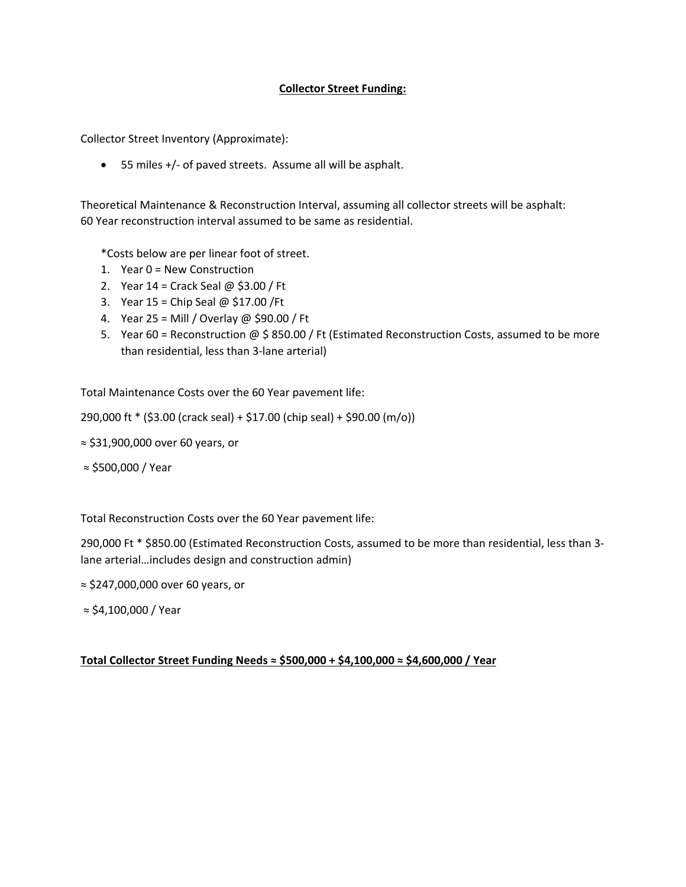**Collector Street Funding:**

Collector Street Inventory (Approximate):

- 55 miles +/- of paved streets. Assume all will be asphalt.

Theoretical Maintenance & Reconstruction Interval, assuming all collector streets will be asphalt:
60 Year reconstruction interval assumed to be same as residential.

*Costs below are per linear foot of street.

1. Year 0 = New Construction
2. Year 14 = Crack Seal @ $3.00 / Ft
3. Year 15 = Chip Seal @ $17.00 /Ft
4. Year 25 = Mill / Overlay @ $90.00 / Ft
5. Year 60 = Reconstruction @ $ 850.00 / Ft (Estimated Reconstruction Costs, assumed to be more than residential, less than 3-lane arterial)

Total Maintenance Costs over the 60 Year pavement life:

290,000 ft * ($3.00 (crack seal) + $17.00 (chip seal) + $90.00 (m/o))

≈ $31,900,000 over 60 years, or

≈ $500,000 / Year

Total Reconstruction Costs over the 60 Year pavement life:

290,000 Ft * $850.00 (Estimated Reconstruction Costs, assumed to be more than residential, less than 3-lane arterial…includes design and construction admin)

≈ $247,000,000 over 60 years, or

≈ $4,100,000 / Year

**Total Collector Street Funding Needs ≈ $500,000 + $4,100,000 ≈ $4,600,000 / Year**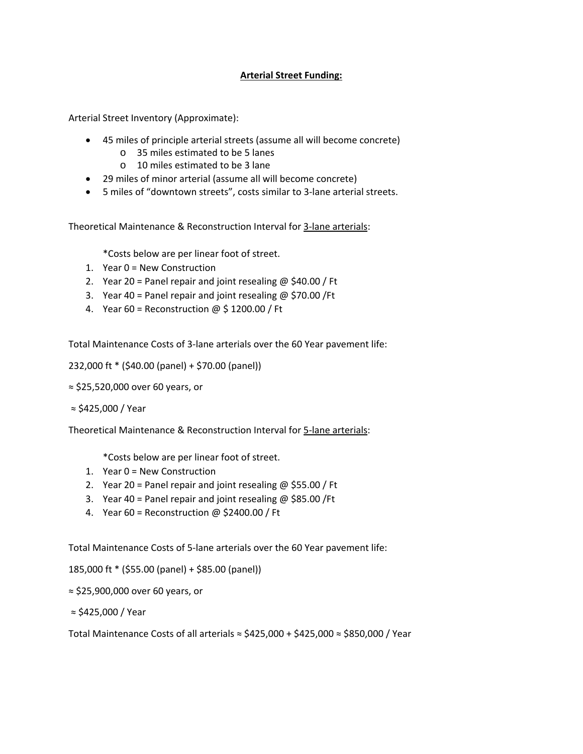**Arterial Street Funding:**

Arterial Street Inventory (Approximate):

- 45 miles of principle arterial streets (assume all will become concrete)
  - o 35 miles estimated to be 5 lanes
  - o 10 miles estimated to be 3 lane
- 29 miles of minor arterial (assume all will become concrete)
- 5 miles of "downtown streets", costs similar to 3-lane arterial streets.

Theoretical Maintenance & Reconstruction Interval for 3-lane arterials:

*Costs below are per linear foot of street.

1. Year 0 = New Construction
2. Year 20 = Panel repair and joint resealing @ $40.00 / Ft
3. Year 40 = Panel repair and joint resealing @ $70.00 /Ft
4. Year 60 = Reconstruction @ $ 1200.00 / Ft

Total Maintenance Costs of 3-lane arterials over the 60 Year pavement life:

232,000 ft * ($40.00 (panel) + $70.00 (panel))

≈ $25,520,000 over 60 years, or

≈ $425,000 / Year

Theoretical Maintenance & Reconstruction Interval for 5-lane arterials:

*Costs below are per linear foot of street.

1. Year 0 = New Construction
2. Year 20 = Panel repair and joint resealing @ $55.00 / Ft
3. Year 40 = Panel repair and joint resealing @ $85.00 /Ft
4. Year 60 = Reconstruction @ $2400.00 / Ft

Total Maintenance Costs of 5-lane arterials over the 60 Year pavement life:

185,000 ft * ($55.00 (panel) + $85.00 (panel))

≈ $25,900,000 over 60 years, or

≈ $425,000 / Year

Total Maintenance Costs of all arterials ≈ $425,000 + $425,000 ≈ $850,000 / Year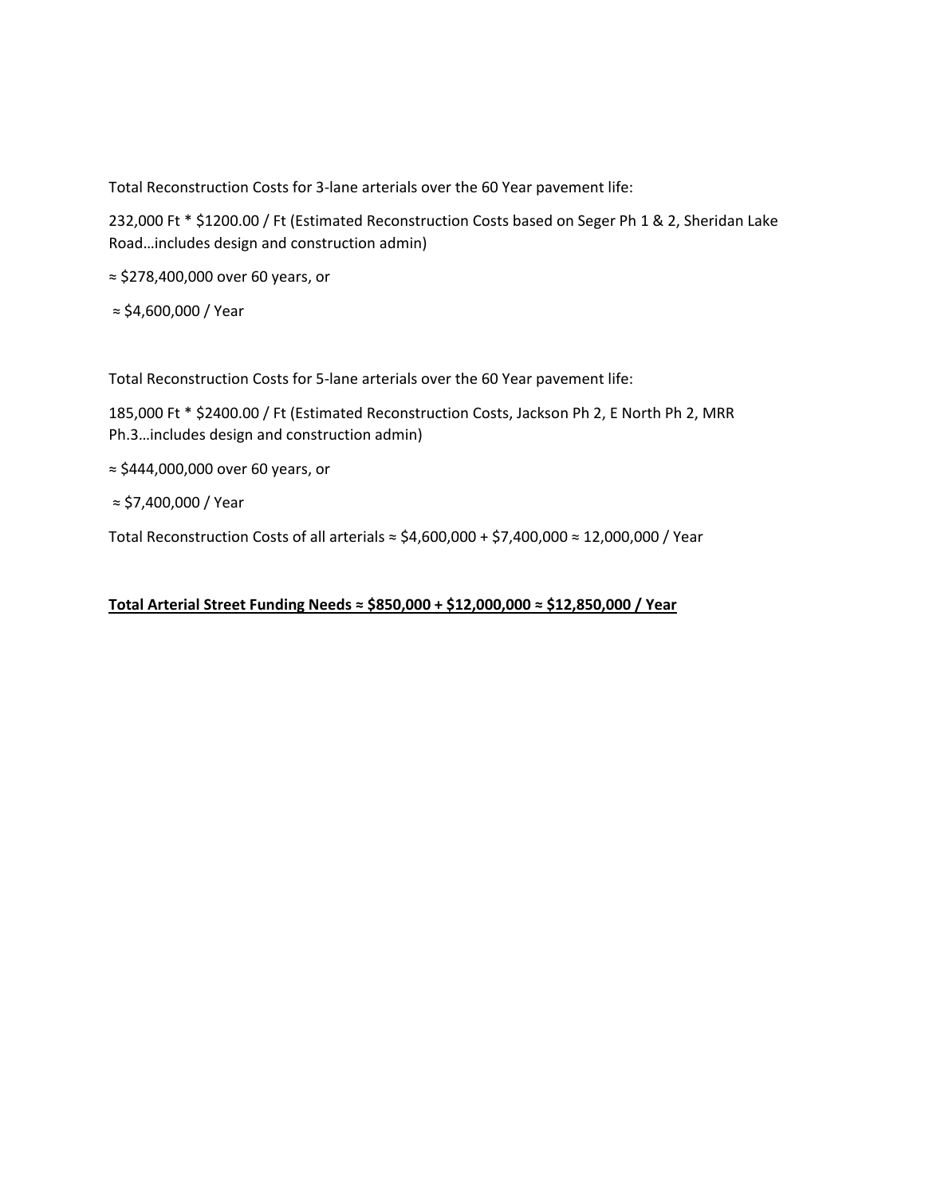Total Reconstruction Costs for 3-lane arterials over the 60 Year pavement life:

232,000 Ft * $1200.00 / Ft (Estimated Reconstruction Costs based on Seger Ph 1 & 2, Sheridan Lake Road…includes design and construction admin)

≈ $278,400,000 over 60 years, or

≈ $4,600,000 / Year

Total Reconstruction Costs for 5-lane arterials over the 60 Year pavement life:

185,000 Ft * $2400.00 / Ft (Estimated Reconstruction Costs, Jackson Ph 2, E North Ph 2, MRR Ph.3…includes design and construction admin)

≈ $444,000,000 over 60 years, or

≈ $7,400,000 / Year

Total Reconstruction Costs of all arterials ≈ $4,600,000 + $7,400,000 ≈ 12,000,000 / Year

**<u>Total Arterial Street Funding Needs ≈ $850,000 + $12,000,000 ≈ $12,850,000 / Year</u>**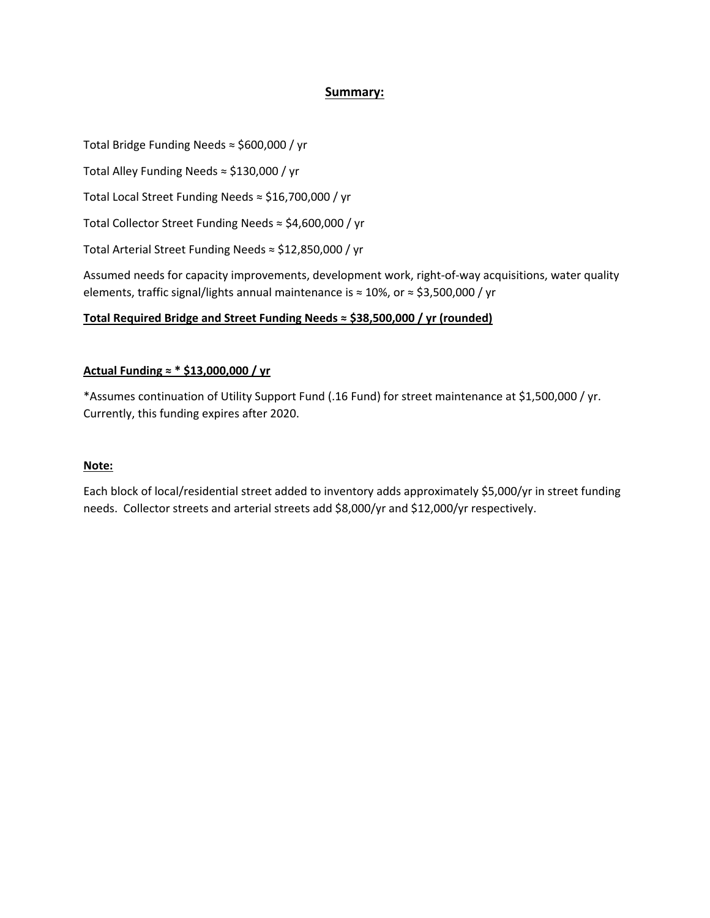## Summary:

Total Bridge Funding Needs ≈ $600,000 / yr

Total Alley Funding Needs ≈ $130,000 / yr

Total Local Street Funding Needs ≈ $16,700,000 / yr

Total Collector Street Funding Needs ≈ $4,600,000 / yr

Total Arterial Street Funding Needs ≈ $12,850,000 / yr

Assumed needs for capacity improvements, development work, right-of-way acquisitions, water quality elements, traffic signal/lights annual maintenance is ≈ 10%, or ≈ $3,500,000 / yr

**Total Required Bridge and Street Funding Needs ≈ $38,500,000 / yr (rounded)**

**Actual Funding ≈ * $13,000,000 / yr**

*Assumes continuation of Utility Support Fund (.16 Fund) for street maintenance at $1,500,000 / yr. Currently, this funding expires after 2020.

**Note:**

Each block of local/residential street added to inventory adds approximately $5,000/yr in street funding needs. Collector streets and arterial streets add $8,000/yr and $12,000/yr respectively.